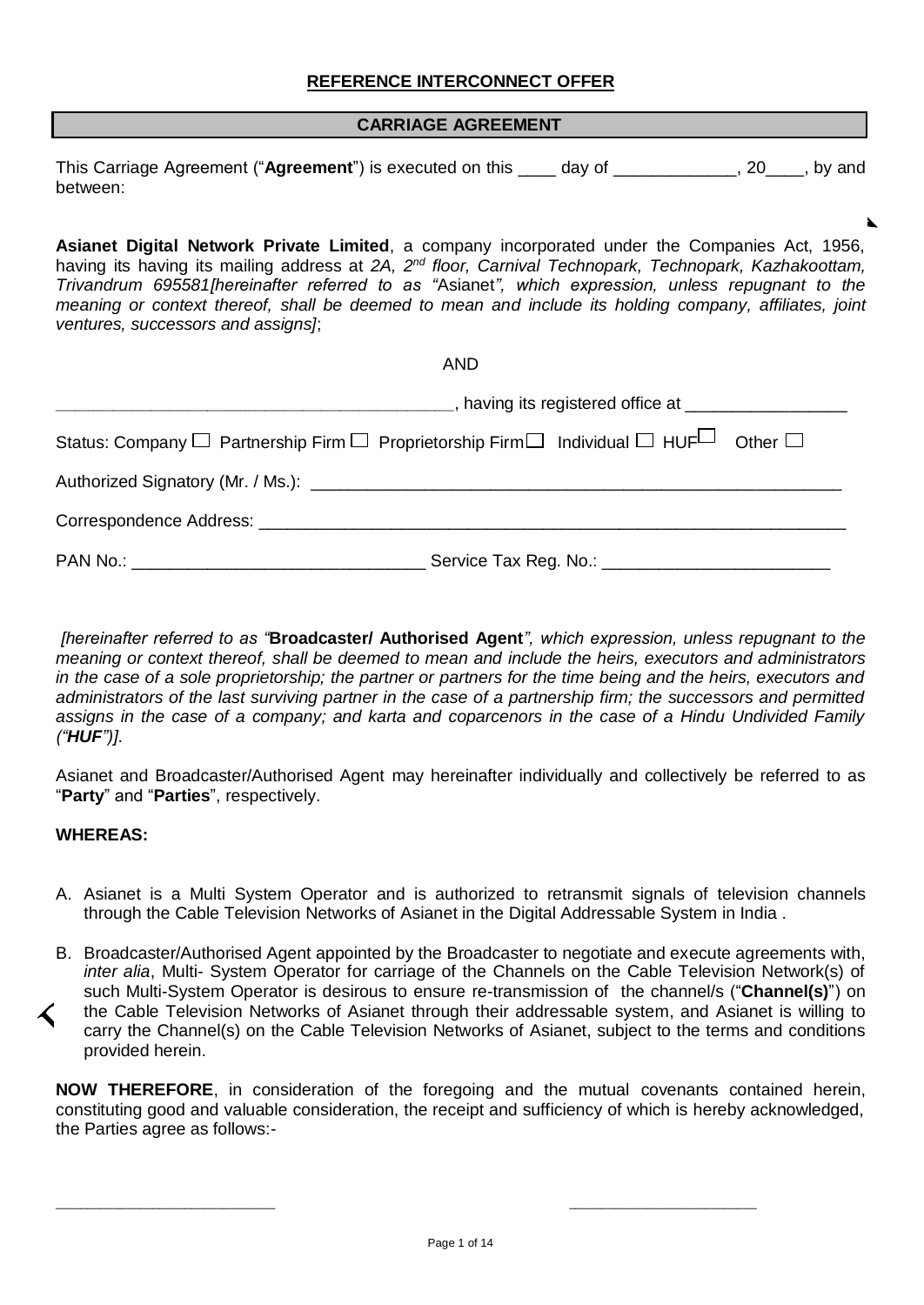**REFERENCE INTERCONNECT OFFER**

**CARRIAGE AGREEMENT**

This Carriage Agreement ("**Agreement**") is executed on this ____ day of _____________, 20____, by and between:

**Asianet Digital Network Private Limited**, a company incorporated under the Companies Act, 1956, having its having its mailing address at *2A, 2nd floor, Carnival Technopark, Technopark, Kazhakoottam, Trivandrum 695581[hereinafter referred to as "*Asianet*", which expression, unless repugnant to the meaning or context thereof, shall be deemed to mean and include its holding company, affiliates, joint ventures, successors and assigns]*;

AND

__________________________________________, having its registered office at _________________

Status: Company ☐ Partnership Firm ☐ Proprietorship Firm ☐ Individual ☐ HUF ☐ Other ☐

Authorized Signatory (Mr. / Ms.): ___________________________________________________________

Correspondence Address: _________________________________________________________________

PAN No.: _______________________________ Service Tax Reg. No.: ________________________

*[hereinafter referred to as "***Broadcaster/ Authorised Agent***", which expression, unless repugnant to the meaning or context thereof, shall be deemed to mean and include the heirs, executors and administrators in the case of a sole proprietorship; the partner or partners for the time being and the heirs, executors and administrators of the last surviving partner in the case of a partnership firm; the successors and permitted assigns in the case of a company; and karta and coparcenors in the case of a Hindu Undivided Family ("***HUF***")].*

Asianet and Broadcaster/Authorised Agent may hereinafter individually and collectively be referred to as "**Party**" and "**Parties**", respectively.

**WHEREAS:**

A. Asianet is a Multi System Operator and is authorized to retransmit signals of television channels through the Cable Television Networks of Asianet in the Digital Addressable System in India .

B. Broadcaster/Authorised Agent appointed by the Broadcaster to negotiate and execute agreements with, *inter alia*, Multi- System Operator for carriage of the Channels on the Cable Television Network(s) of such Multi-System Operator is desirous to ensure re-transmission of the channel/s ("**Channel(s)**") on the Cable Television Networks of Asianet through their addressable system, and Asianet is willing to carry the Channel(s) on the Cable Television Networks of Asianet, subject to the terms and conditions provided herein.

**NOW THEREFORE**, in consideration of the foregoing and the mutual covenants contained herein, constituting good and valuable consideration, the receipt and sufficiency of which is hereby acknowledged, the Parties agree as follows:-

________________________ ____________________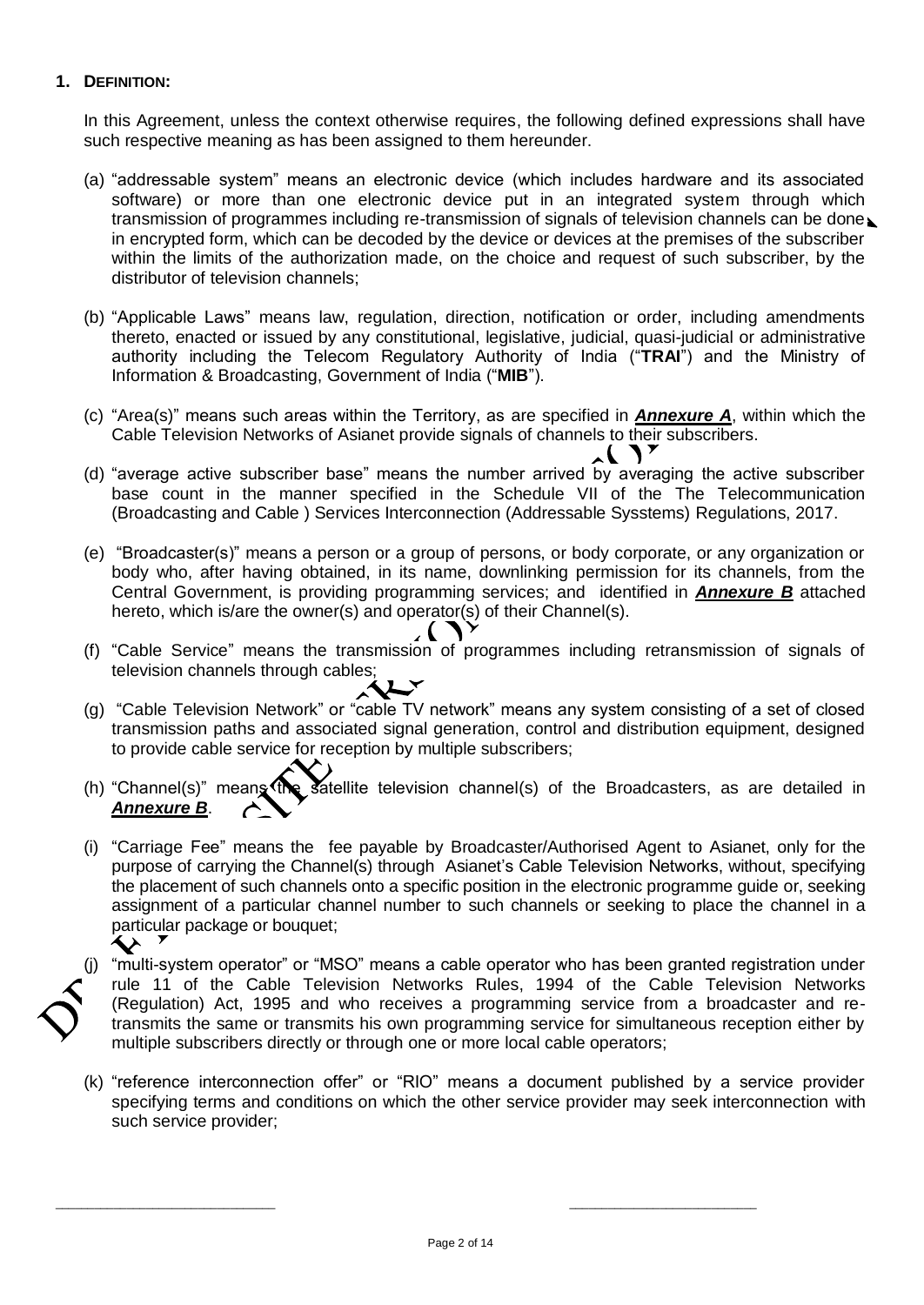**1. DEFINITION:**

In this Agreement, unless the context otherwise requires, the following defined expressions shall have such respective meaning as has been assigned to them hereunder.

(a) "addressable system" means an electronic device (which includes hardware and its associated software) or more than one electronic device put in an integrated system through which transmission of programmes including re-transmission of signals of television channels can be done in encrypted form, which can be decoded by the device or devices at the premises of the subscriber within the limits of the authorization made, on the choice and request of such subscriber, by the distributor of television channels;

(b) "Applicable Laws" means law, regulation, direction, notification or order, including amendments thereto, enacted or issued by any constitutional, legislative, judicial, quasi-judicial or administrative authority including the Telecom Regulatory Authority of India ("**TRAI**") and the Ministry of Information & Broadcasting, Government of India ("**MIB**").

(c) "Area(s)" means such areas within the Territory, as are specified in ***Annexure A***, within which the Cable Television Networks of Asianet provide signals of channels to their subscribers.

(d) "average active subscriber base" means the number arrived by averaging the active subscriber base count in the manner specified in the Schedule VII of the The Telecommunication (Broadcasting and Cable ) Services Interconnection (Addressable Sysstems) Regulations, 2017.

(e) "Broadcaster(s)" means a person or a group of persons, or body corporate, or any organization or body who, after having obtained, in its name, downlinking permission for its channels, from the Central Government, is providing programming services; and identified in ***Annexure B*** attached hereto, which is/are the owner(s) and operator(s) of their Channel(s).

(f) "Cable Service" means the transmission of programmes including retransmission of signals of television channels through cables;

(g) "Cable Television Network" or "cable TV network" means any system consisting of a set of closed transmission paths and associated signal generation, control and distribution equipment, designed to provide cable service for reception by multiple subscribers;

(h) "Channel(s)" means the satellite television channel(s) of the Broadcasters, as are detailed in ***Annexure B***.

(i) "Carriage Fee" means the fee payable by Broadcaster/Authorised Agent to Asianet, only for the purpose of carrying the Channel(s) through Asianet's Cable Television Networks, without, specifying the placement of such channels onto a specific position in the electronic programme guide or, seeking assignment of a particular channel number to such channels or seeking to place the channel in a particular package or bouquet;

(j) "multi-system operator" or "MSO" means a cable operator who has been granted registration under rule 11 of the Cable Television Networks Rules, 1994 of the Cable Television Networks (Regulation) Act, 1995 and who receives a programming service from a broadcaster and re-transmits the same or transmits his own programming service for simultaneous reception either by multiple subscribers directly or through one or more local cable operators;

(k) "reference interconnection offer" or "RIO" means a document published by a service provider specifying terms and conditions on which the other service provider may seek interconnection with such service provider;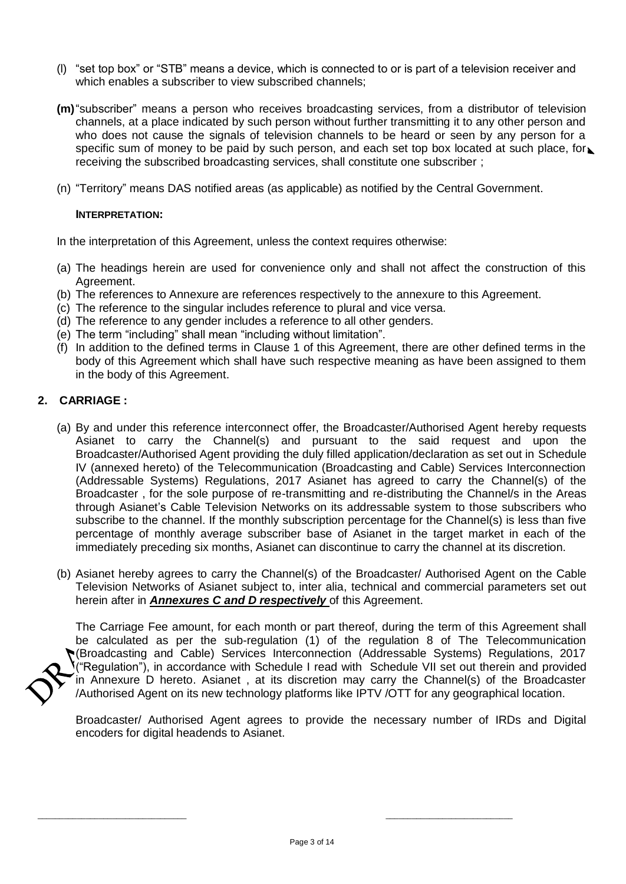(l) "set top box" or "STB" means a device, which is connected to or is part of a television receiver and which enables a subscriber to view subscribed channels;

**(m)** "subscriber" means a person who receives broadcasting services, from a distributor of television channels, at a place indicated by such person without further transmitting it to any other person and who does not cause the signals of television channels to be heard or seen by any person for a specific sum of money to be paid by such person, and each set top box located at such place, for receiving the subscribed broadcasting services, shall constitute one subscriber ;

(n) "Territory" means DAS notified areas (as applicable) as notified by the Central Government.

**INTERPRETATION:**

In the interpretation of this Agreement, unless the context requires otherwise:

(a) The headings herein are used for convenience only and shall not affect the construction of this Agreement.
(b) The references to Annexure are references respectively to the annexure to this Agreement.
(c) The reference to the singular includes reference to plural and vice versa.
(d) The reference to any gender includes a reference to all other genders.
(e) The term "including" shall mean "including without limitation".
(f) In addition to the defined terms in Clause 1 of this Agreement, there are other defined terms in the body of this Agreement which shall have such respective meaning as have been assigned to them in the body of this Agreement.

## 2. CARRIAGE :

(a) By and under this reference interconnect offer, the Broadcaster/Authorised Agent hereby requests Asianet to carry the Channel(s) and pursuant to the said request and upon the Broadcaster/Authorised Agent providing the duly filled application/declaration as set out in Schedule IV (annexed hereto) of the Telecommunication (Broadcasting and Cable) Services Interconnection (Addressable Systems) Regulations, 2017 Asianet has agreed to carry the Channel(s) of the Broadcaster , for the sole purpose of re-transmitting and re-distributing the Channel/s in the Areas through Asianet's Cable Television Networks on its addressable system to those subscribers who subscribe to the channel. If the monthly subscription percentage for the Channel(s) is less than five percentage of monthly average subscriber base of Asianet in the target market in each of the immediately preceding six months, Asianet can discontinue to carry the channel at its discretion.

(b) Asianet hereby agrees to carry the Channel(s) of the Broadcaster/ Authorised Agent on the Cable Television Networks of Asianet subject to, inter alia, technical and commercial parameters set out herein after in ***Annexures C and D respectively*** of this Agreement.

The Carriage Fee amount, for each month or part thereof, during the term of this Agreement shall be calculated as per the sub-regulation (1) of the regulation 8 of The Telecommunication (Broadcasting and Cable) Services Interconnection (Addressable Systems) Regulations, 2017 ("Regulation"), in accordance with Schedule I read with Schedule VII set out therein and provided in Annexure D hereto. Asianet , at its discretion may carry the Channel(s) of the Broadcaster /Authorised Agent on its new technology platforms like IPTV /OTT for any geographical location.

Broadcaster/ Authorised Agent agrees to provide the necessary number of IRDs and Digital encoders for digital headends to Asianet.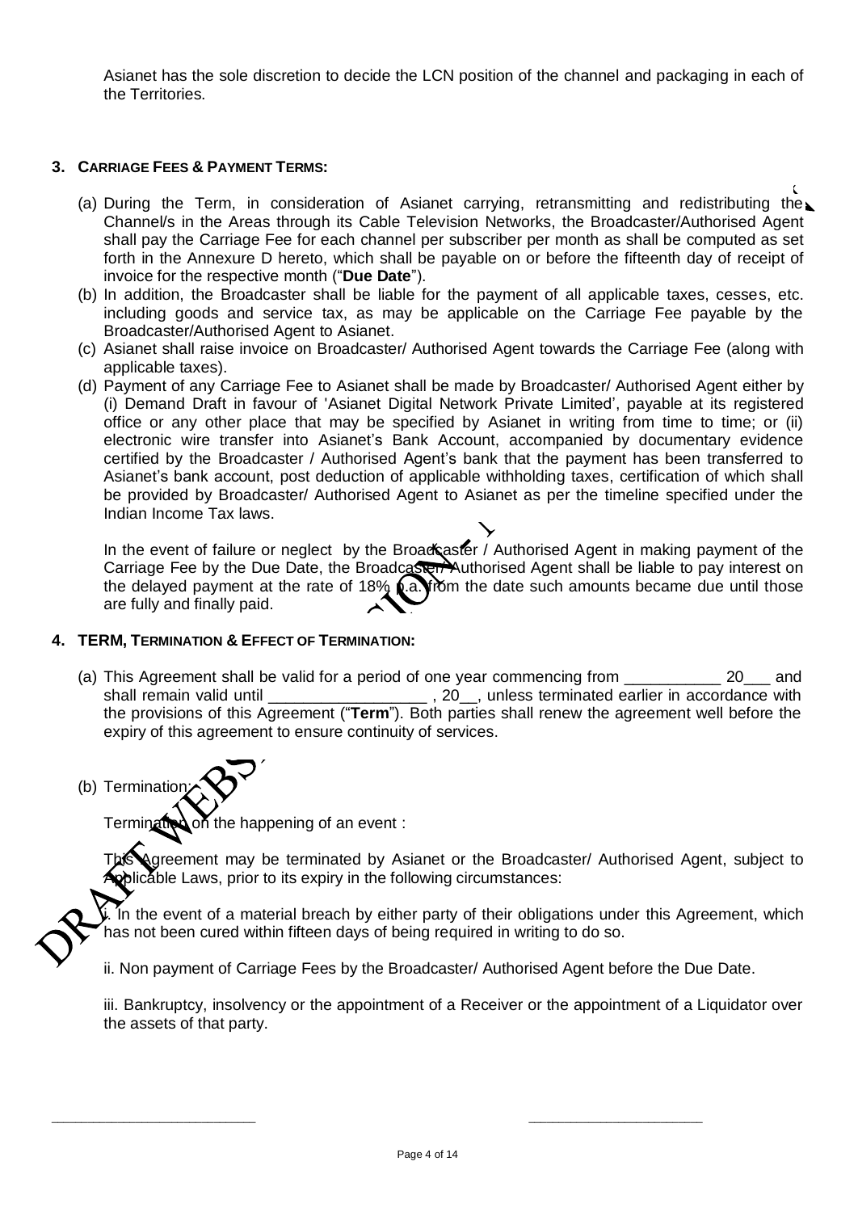Asianet has the sole discretion to decide the LCN position of the channel and packaging in each of the Territories.

## 3. CARRIAGE FEES & PAYMENT TERMS:

(a) During the Term, in consideration of Asianet carrying, retransmitting and redistributing the Channel/s in the Areas through its Cable Television Networks, the Broadcaster/Authorised Agent shall pay the Carriage Fee for each channel per subscriber per month as shall be computed as set forth in the Annexure D hereto, which shall be payable on or before the fifteenth day of receipt of invoice for the respective month ("**Due Date**").

(b) In addition, the Broadcaster shall be liable for the payment of all applicable taxes, cesses, etc. including goods and service tax, as may be applicable on the Carriage Fee payable by the Broadcaster/Authorised Agent to Asianet.

(c) Asianet shall raise invoice on Broadcaster/ Authorised Agent towards the Carriage Fee (along with applicable taxes).

(d) Payment of any Carriage Fee to Asianet shall be made by Broadcaster/ Authorised Agent either by (i) Demand Draft in favour of 'Asianet Digital Network Private Limited', payable at its registered office or any other place that may be specified by Asianet in writing from time to time; or (ii) electronic wire transfer into Asianet's Bank Account, accompanied by documentary evidence certified by the Broadcaster / Authorised Agent's bank that the payment has been transferred to Asianet's bank account, post deduction of applicable withholding taxes, certification of which shall be provided by Broadcaster/ Authorised Agent to Asianet as per the timeline specified under the Indian Income Tax laws.

In the event of failure or neglect by the Broadcaster / Authorised Agent in making payment of the Carriage Fee by the Due Date, the Broadcaster/ Authorised Agent shall be liable to pay interest on the delayed payment at the rate of 18% p.a. from the date such amounts became due until those are fully and finally paid.

## 4. TERM, TERMINATION & EFFECT OF TERMINATION:

(a) This Agreement shall be valid for a period of one year commencing from ___________ 20___ and shall remain valid until __________________ , 20__, unless terminated earlier in accordance with the provisions of this Agreement ("**Term**"). Both parties shall renew the agreement well before the expiry of this agreement to ensure continuity of services.

(b) Termination:

Termination on the happening of an event :

This Agreement may be terminated by Asianet or the Broadcaster/ Authorised Agent, subject to Applicable Laws, prior to its expiry in the following circumstances:

i. In the event of a material breach by either party of their obligations under this Agreement, which has not been cured within fifteen days of being required in writing to do so.

ii. Non payment of Carriage Fees by the Broadcaster/ Authorised Agent before the Due Date.

iii. Bankruptcy, insolvency or the appointment of a Receiver or the appointment of a Liquidator over the assets of that party.

________________________ ____________________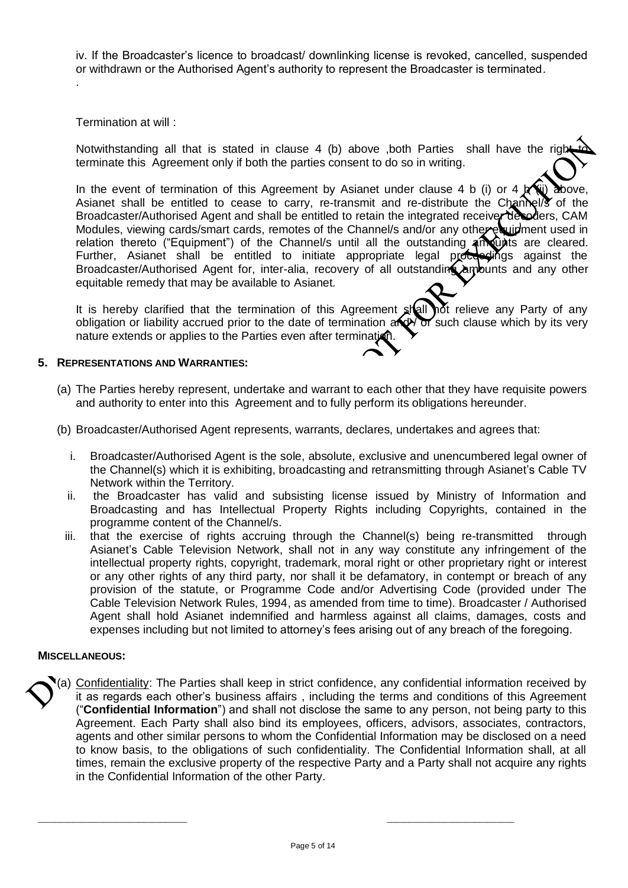iv. If the Broadcaster's licence to broadcast/ downlinking license is revoked, cancelled, suspended or withdrawn or the Authorised Agent's authority to represent the Broadcaster is terminated.

.

Termination at will :

Notwithstanding all that is stated in clause 4 (b) above ,both Parties shall have the right to terminate this Agreement only if both the parties consent to do so in writing.

In the event of termination of this Agreement by Asianet under clause 4 b (i) or 4 b (iii) above, Asianet shall be entitled to cease to carry, re-transmit and re-distribute the Channel/s of the Broadcaster/Authorised Agent and shall be entitled to retain the integrated receiver decoders, CAM Modules, viewing cards/smart cards, remotes of the Channel/s and/or any other equipment used in relation thereto ("Equipment") of the Channel/s until all the outstanding amounts are cleared. Further, Asianet shall be entitled to initiate appropriate legal proceedings against the Broadcaster/Authorised Agent for, inter-alia, recovery of all outstanding amounts and any other equitable remedy that may be available to Asianet.

It is hereby clarified that the termination of this Agreement shall not relieve any Party of any obligation or liability accrued prior to the date of termination and / or such clause which by its very nature extends or applies to the Parties even after termination.

## 5. REPRESENTATIONS AND WARRANTIES:

(a) The Parties hereby represent, undertake and warrant to each other that they have requisite powers and authority to enter into this Agreement and to fully perform its obligations hereunder.

(b) Broadcaster/Authorised Agent represents, warrants, declares, undertakes and agrees that:

i. Broadcaster/Authorised Agent is the sole, absolute, exclusive and unencumbered legal owner of the Channel(s) which it is exhibiting, broadcasting and retransmitting through Asianet's Cable TV Network within the Territory.

ii. the Broadcaster has valid and subsisting license issued by Ministry of Information and Broadcasting and has Intellectual Property Rights including Copyrights, contained in the programme content of the Channel/s.

iii. that the exercise of rights accruing through the Channel(s) being re-transmitted through Asianet's Cable Television Network, shall not in any way constitute any infringement of the intellectual property rights, copyright, trademark, moral right or other proprietary right or interest or any other rights of any third party, nor shall it be defamatory, in contempt or breach of any provision of the statute, or Programme Code and/or Advertising Code (provided under The Cable Television Network Rules, 1994, as amended from time to time). Broadcaster / Authorised Agent shall hold Asianet indemnified and harmless against all claims, damages, costs and expenses including but not limited to attorney's fees arising out of any breach of the foregoing.

## MISCELLANEOUS:

(a) Confidentiality: The Parties shall keep in strict confidence, any confidential information received by it as regards each other's business affairs , including the terms and conditions of this Agreement ("**Confidential Information**") and shall not disclose the same to any person, not being party to this Agreement. Each Party shall also bind its employees, officers, advisors, associates, contractors, agents and other similar persons to whom the Confidential Information may be disclosed on a need to know basis, to the obligations of such confidentiality. The Confidential Information shall, at all times, remain the exclusive property of the respective Party and a Party shall not acquire any rights in the Confidential Information of the other Party.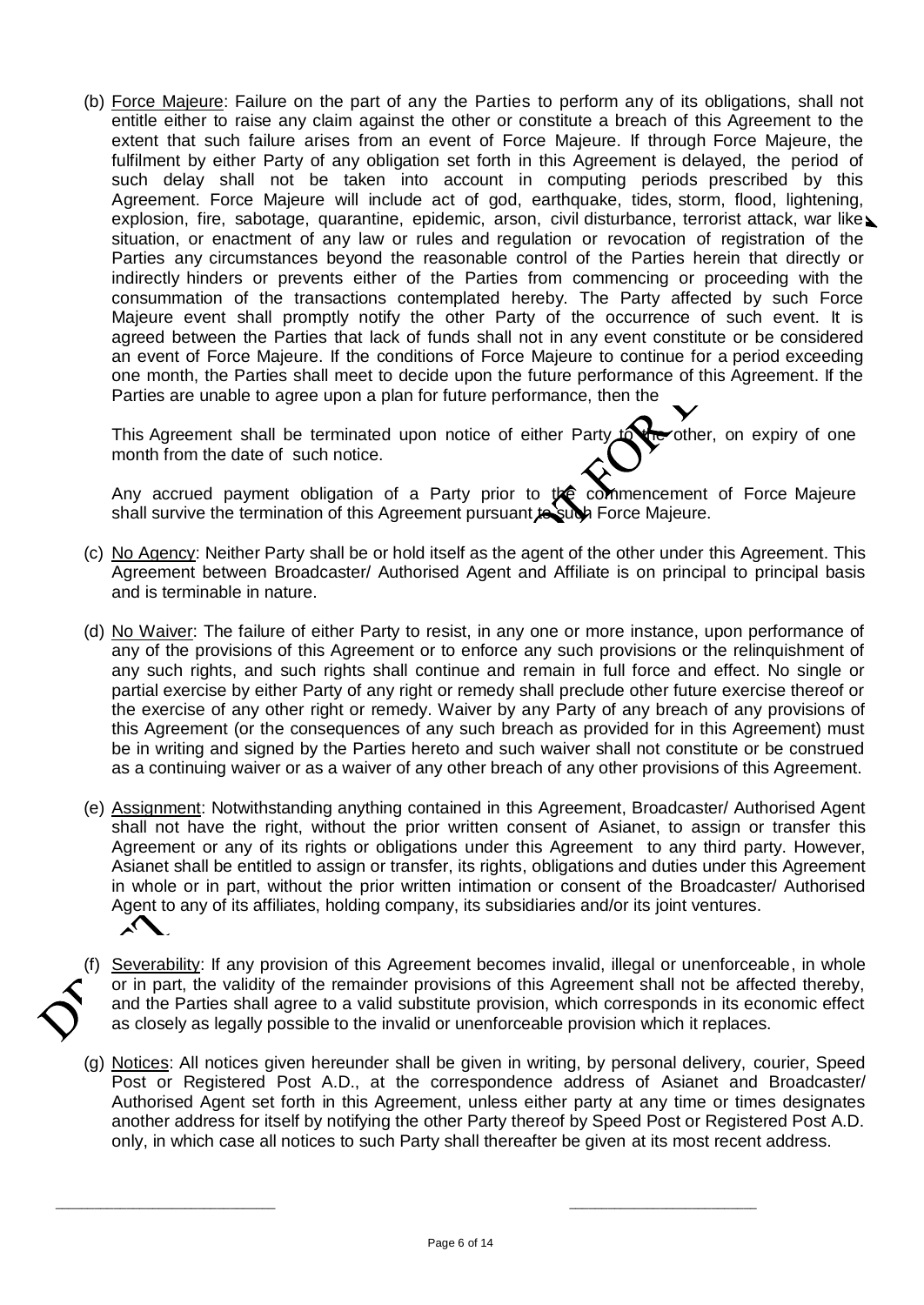(b) Force Majeure: Failure on the part of any the Parties to perform any of its obligations, shall not entitle either to raise any claim against the other or constitute a breach of this Agreement to the extent that such failure arises from an event of Force Majeure. If through Force Majeure, the fulfilment by either Party of any obligation set forth in this Agreement is delayed, the period of such delay shall not be taken into account in computing periods prescribed by this Agreement. Force Majeure will include act of god, earthquake, tides, storm, flood, lightening, explosion, fire, sabotage, quarantine, epidemic, arson, civil disturbance, terrorist attack, war like situation, or enactment of any law or rules and regulation or revocation of registration of the Parties any circumstances beyond the reasonable control of the Parties herein that directly or indirectly hinders or prevents either of the Parties from commencing or proceeding with the consummation of the transactions contemplated hereby. The Party affected by such Force Majeure event shall promptly notify the other Party of the occurrence of such event. It is agreed between the Parties that lack of funds shall not in any event constitute or be considered an event of Force Majeure. If the conditions of Force Majeure to continue for a period exceeding one month, the Parties shall meet to decide upon the future performance of this Agreement. If the Parties are unable to agree upon a plan for future performance, then the

This Agreement shall be terminated upon notice of either Party to the other, on expiry of one month from the date of such notice.

Any accrued payment obligation of a Party prior to the commencement of Force Majeure shall survive the termination of this Agreement pursuant to such Force Majeure.

(c) No Agency: Neither Party shall be or hold itself as the agent of the other under this Agreement. This Agreement between Broadcaster/ Authorised Agent and Affiliate is on principal to principal basis and is terminable in nature.

(d) No Waiver: The failure of either Party to resist, in any one or more instance, upon performance of any of the provisions of this Agreement or to enforce any such provisions or the relinquishment of any such rights, and such rights shall continue and remain in full force and effect. No single or partial exercise by either Party of any right or remedy shall preclude other future exercise thereof or the exercise of any other right or remedy. Waiver by any Party of any breach of any provisions of this Agreement (or the consequences of any such breach as provided for in this Agreement) must be in writing and signed by the Parties hereto and such waiver shall not constitute or be construed as a continuing waiver or as a waiver of any other breach of any other provisions of this Agreement.

(e) Assignment: Notwithstanding anything contained in this Agreement, Broadcaster/ Authorised Agent shall not have the right, without the prior written consent of Asianet, to assign or transfer this Agreement or any of its rights or obligations under this Agreement to any third party. However, Asianet shall be entitled to assign or transfer, its rights, obligations and duties under this Agreement in whole or in part, without the prior written intimation or consent of the Broadcaster/ Authorised Agent to any of its affiliates, holding company, its subsidiaries and/or its joint ventures.

(f) Severability: If any provision of this Agreement becomes invalid, illegal or unenforceable, in whole or in part, the validity of the remainder provisions of this Agreement shall not be affected thereby, and the Parties shall agree to a valid substitute provision, which corresponds in its economic effect as closely as legally possible to the invalid or unenforceable provision which it replaces.

(g) Notices: All notices given hereunder shall be given in writing, by personal delivery, courier, Speed Post or Registered Post A.D., at the correspondence address of Asianet and Broadcaster/ Authorised Agent set forth in this Agreement, unless either party at any time or times designates another address for itself by notifying the other Party thereof by Speed Post or Registered Post A.D. only, in which case all notices to such Party shall thereafter be given at its most recent address.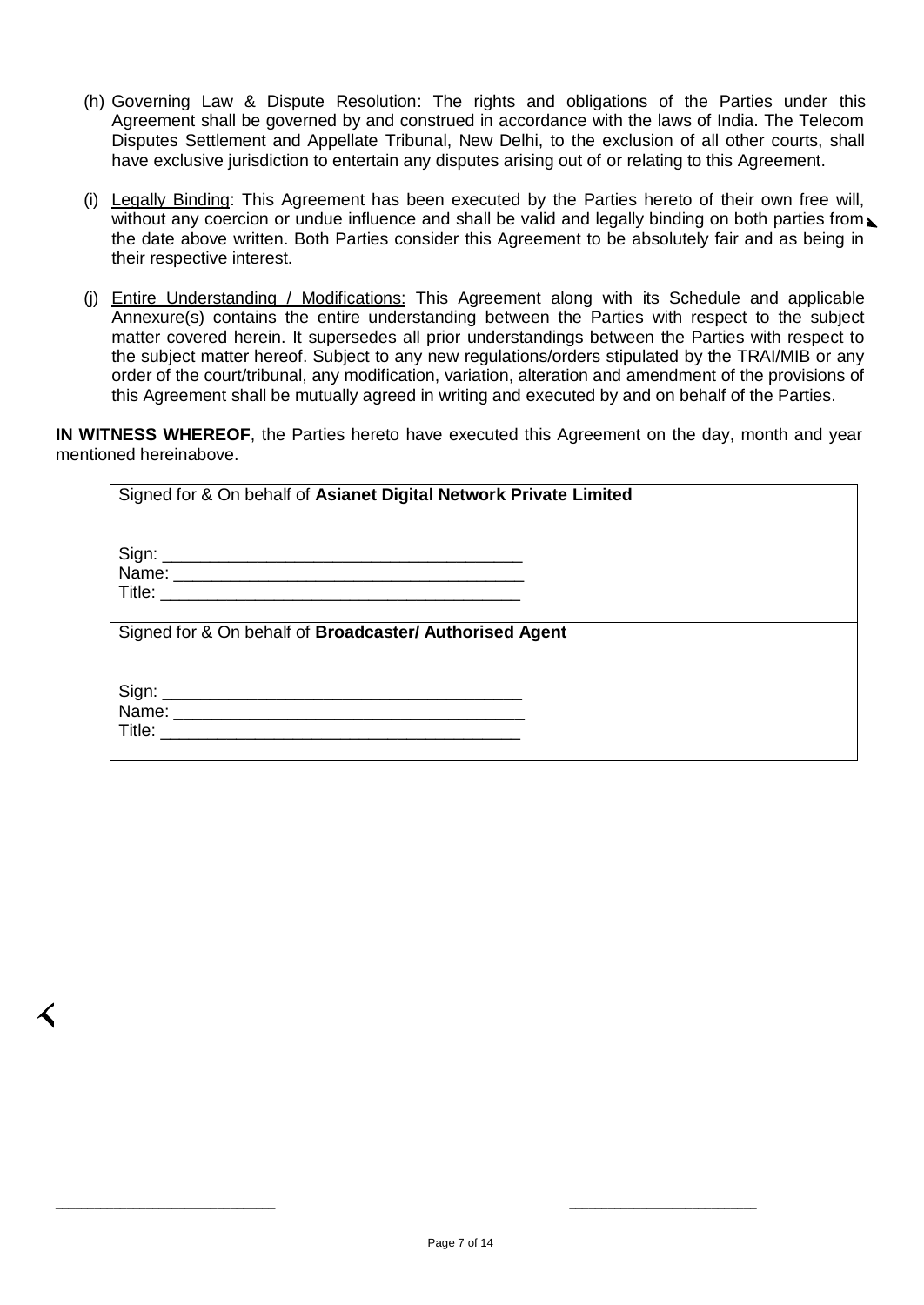(h) <u>Governing Law & Dispute Resolution</u>: The rights and obligations of the Parties under this Agreement shall be governed by and construed in accordance with the laws of India. The Telecom Disputes Settlement and Appellate Tribunal, New Delhi, to the exclusion of all other courts, shall have exclusive jurisdiction to entertain any disputes arising out of or relating to this Agreement.

(i) <u>Legally Binding</u>: This Agreement has been executed by the Parties hereto of their own free will, without any coercion or undue influence and shall be valid and legally binding on both parties from the date above written. Both Parties consider this Agreement to be absolutely fair and as being in their respective interest.

(j) <u>Entire Understanding / Modifications:</u> This Agreement along with its Schedule and applicable Annexure(s) contains the entire understanding between the Parties with respect to the subject matter covered herein. It supersedes all prior understandings between the Parties with respect to the subject matter hereof. Subject to any new regulations/orders stipulated by the TRAI/MIB or any order of the court/tribunal, any modification, variation, alteration and amendment of the provisions of this Agreement shall be mutually agreed in writing and executed by and on behalf of the Parties.

**IN WITNESS WHEREOF**, the Parties hereto have executed this Agreement on the day, month and year mentioned hereinabove.

| |
|---|
| Signed for & On behalf of **Asianet Digital Network Private Limited**<br><br>Sign: ______________________________________<br>Name: ______________________________________<br>Title: ______________________________________ |
| Signed for & On behalf of **Broadcaster/ Authorised Agent**<br><br>Sign: ______________________________________<br>Name: ______________________________________<br>Title: ______________________________________ |

________________________ ____________________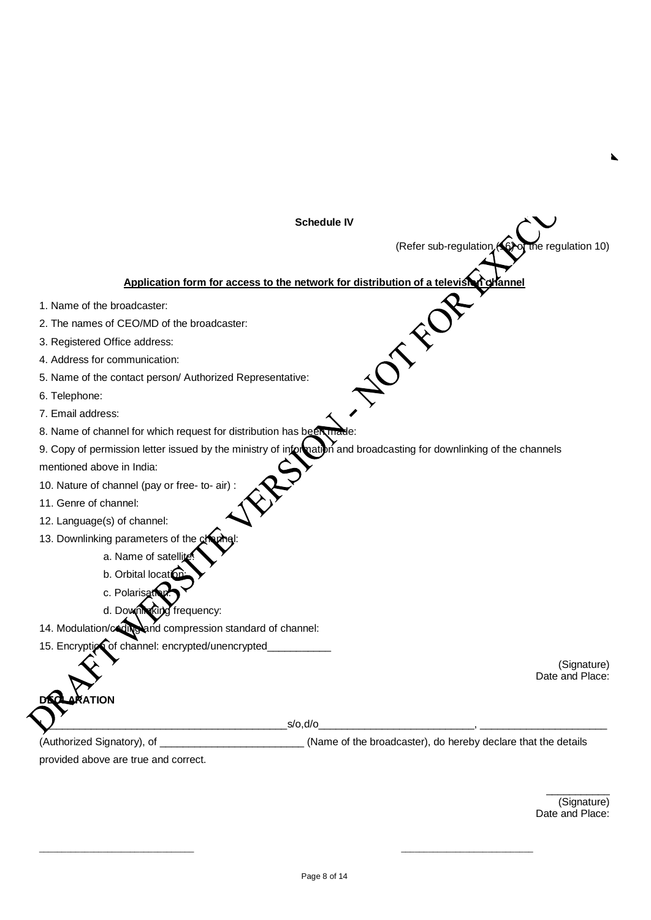**Schedule IV**

(Refer sub-regulation (16) of the regulation 10)

**Application form for access to the network for distribution of a television channel**

1. Name of the broadcaster:
2. The names of CEO/MD of the broadcaster:
3. Registered Office address:
4. Address for communication:
5. Name of the contact person/ Authorized Representative:
6. Telephone:
7. Email address:
8. Name of channel for which request for distribution has been made:
9. Copy of permission letter issued by the ministry of information and broadcasting for downlinking of the channels mentioned above in India:
10. Nature of channel (pay or free- to- air) :
11. Genre of channel:
12. Language(s) of channel:
13. Downlinking parameters of the channel:
    a. Name of satellite:
    b. Orbital location:
    c. Polarisation:
    d. Downlinking frequency:
14. Modulation/coding and compression standard of channel:
15. Encryption of channel: encrypted/unencrypted___________

(Signature)
Date and Place:

**DECLARATION**

I,_________________________________________s/o,d/o___________________________, ______________________ (Authorized Signatory), of _________________________ (Name of the broadcaster), do hereby declare that the details provided above are true and correct.

___________
(Signature)
Date and Place:

___________________________ ________________________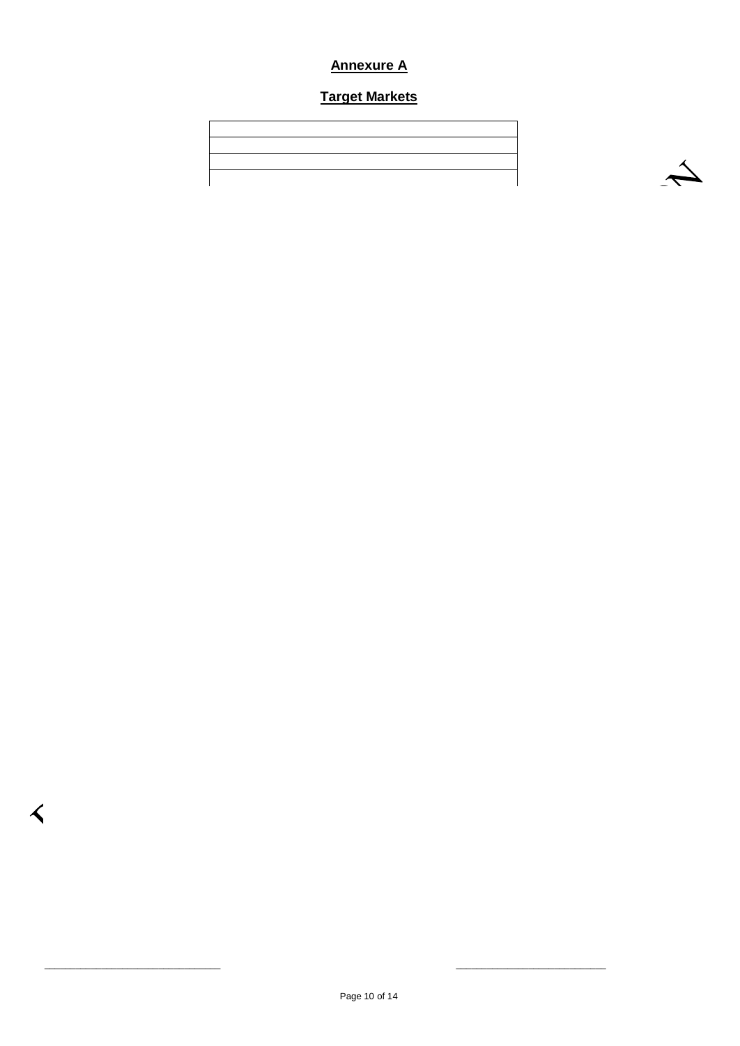## Annexure A

### Target Markets

| |
|---|
| |
| |
| |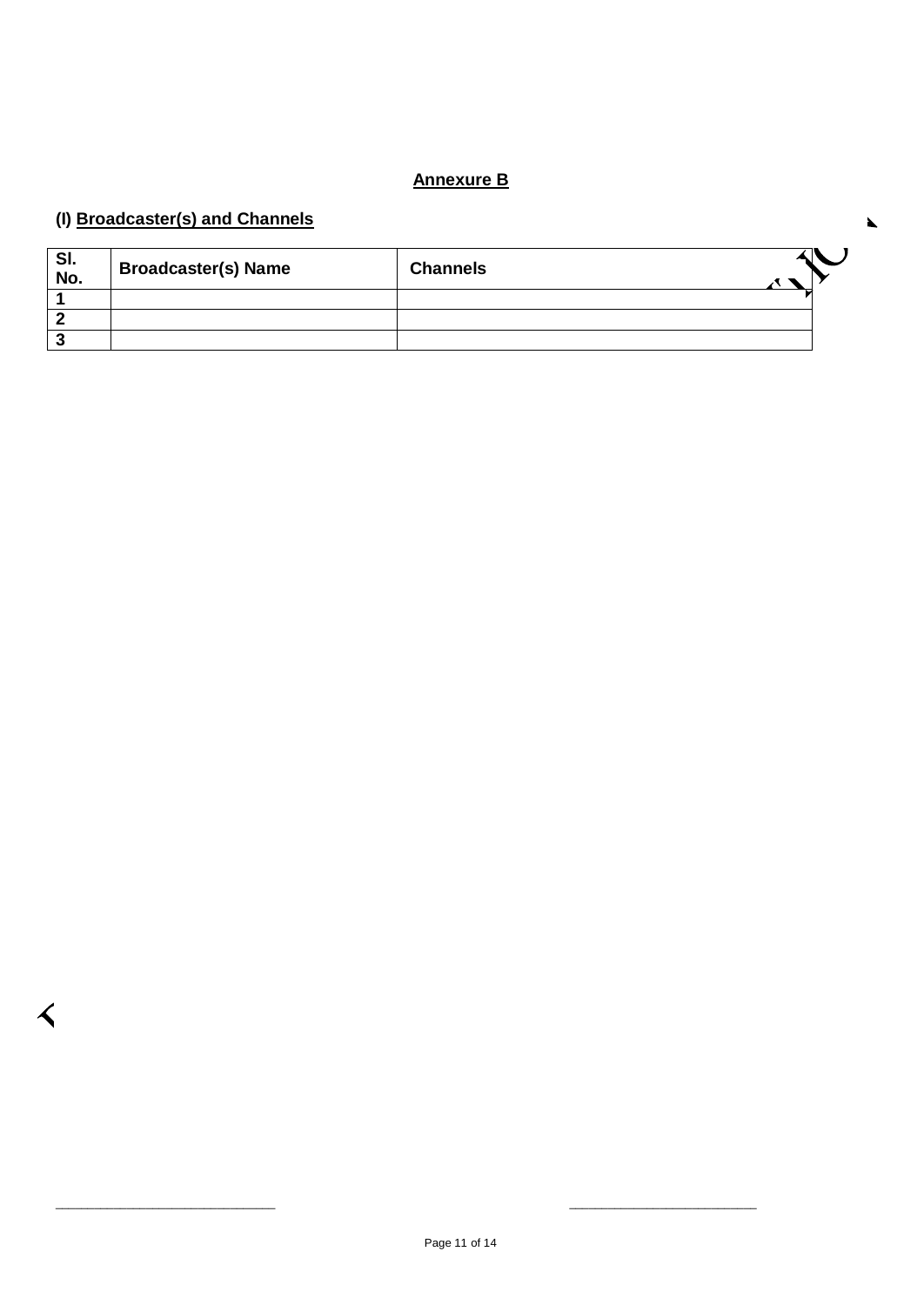## Annexure B

### (I) Broadcaster(s) and Channels

| Sl. No. | Broadcaster(s) Name | Channels |
|---|---|---|
| 1 | | |
| 2 | | |
| 3 | | |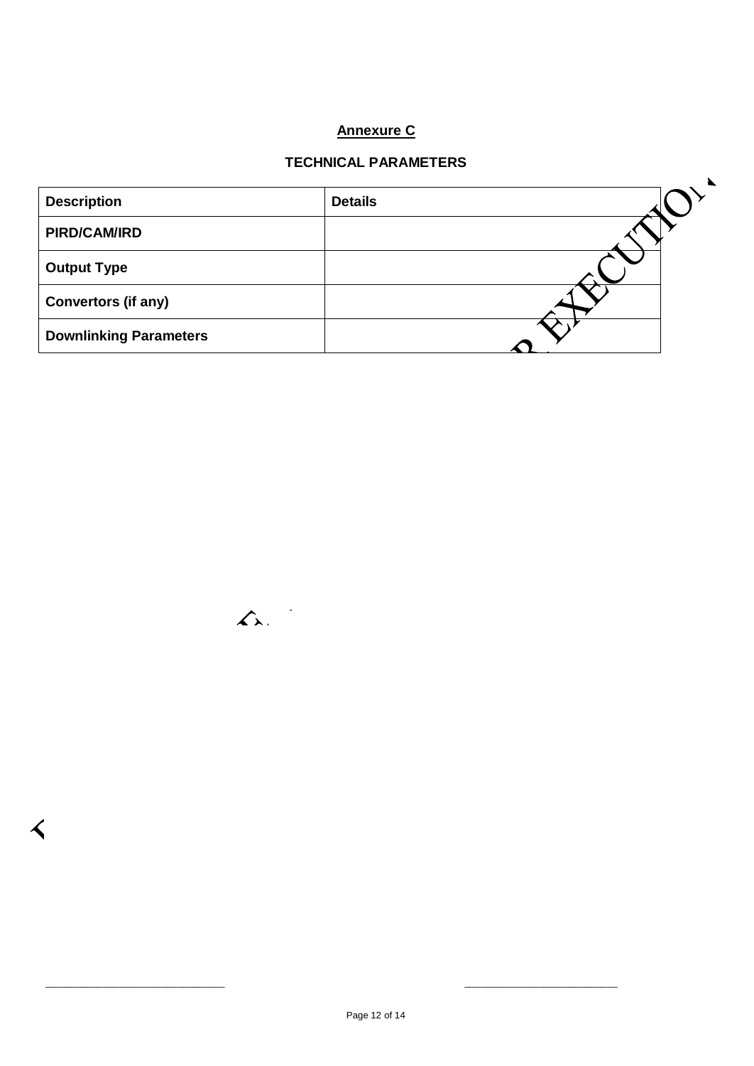**Annexure C**

**TECHNICAL PARAMETERS**

| **Description** | **Details** |
| --- | --- |
| **PIRD/CAM/IRD** | |
| **Output Type** | |
| **Convertors (if any)** | |
| **Downlinking Parameters** | |

_________________________ _________________________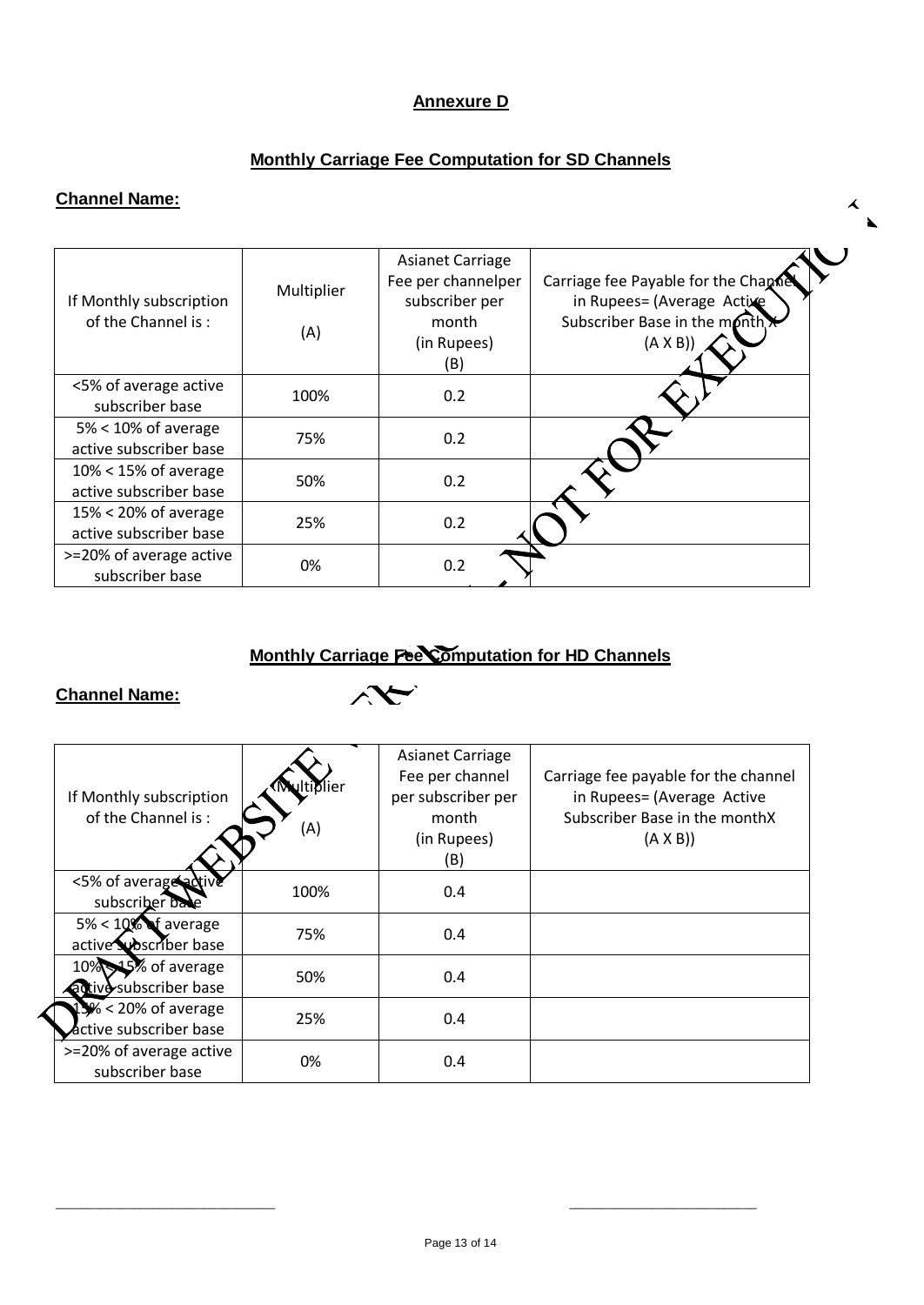**Annexure D**

**Monthly Carriage Fee Computation for SD Channels**

**Channel Name:**

| If Monthly subscription of the Channel is : | Multiplier (A) | Asianet Carriage Fee per channelper subscriber per month (in Rupees) (B) | Carriage fee Payable for the Channel in Rupees= (Average Active Subscriber Base in the month X (A X B)) |
|---|---|---|---|
| <5% of average active subscriber base | 100% | 0.2 | |
| 5% < 10% of average active subscriber base | 75% | 0.2 | |
| 10% < 15% of average active subscriber base | 50% | 0.2 | |
| 15% < 20% of average active subscriber base | 25% | 0.2 | |
| >=20% of average active subscriber base | 0% | 0.2 | |

**Monthly Carriage Fee Computation for HD Channels**

**Channel Name:**

| If Monthly subscription of the Channel is : | Multiplier (A) | Asianet Carriage Fee per channel per subscriber per month (in Rupees) (B) | Carriage fee payable for the channel in Rupees= (Average Active Subscriber Base in the monthX (A X B)) |
|---|---|---|---|
| <5% of average active subscriber base | 100% | 0.4 | |
| 5% < 10% of average active subscriber base | 75% | 0.4 | |
| 10% < 15% of average active subscriber base | 50% | 0.4 | |
| 15% < 20% of average active subscriber base | 25% | 0.4 | |
| >=20% of average active subscriber base | 0% | 0.4 | |

DRAFT WEBSITE ... NOT FOR EXECUTION

\_\_\_\_\_\_\_\_\_\_\_\_\_\_\_\_\_\_\_\_\_\_\_\_\_\_\_\_ \_\_\_\_\_\_\_\_\_\_\_\_\_\_\_\_\_\_\_\_\_\_\_\_\_\_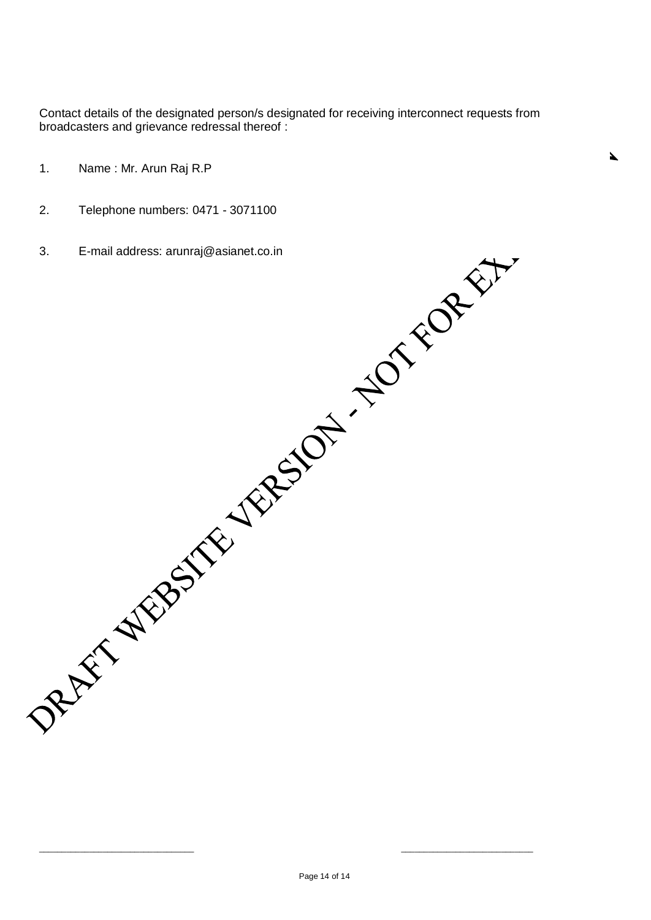Contact details of the designated person/s designated for receiving interconnect requests from broadcasters and grievance redressal thereof :

1. Name : Mr. Arun Raj R.P

2. Telephone numbers: 0471 - 3071100

3. E-mail address: arunraj@asianet.co.in

DRAFT WEBSITE VERSION - NOT FOR EX